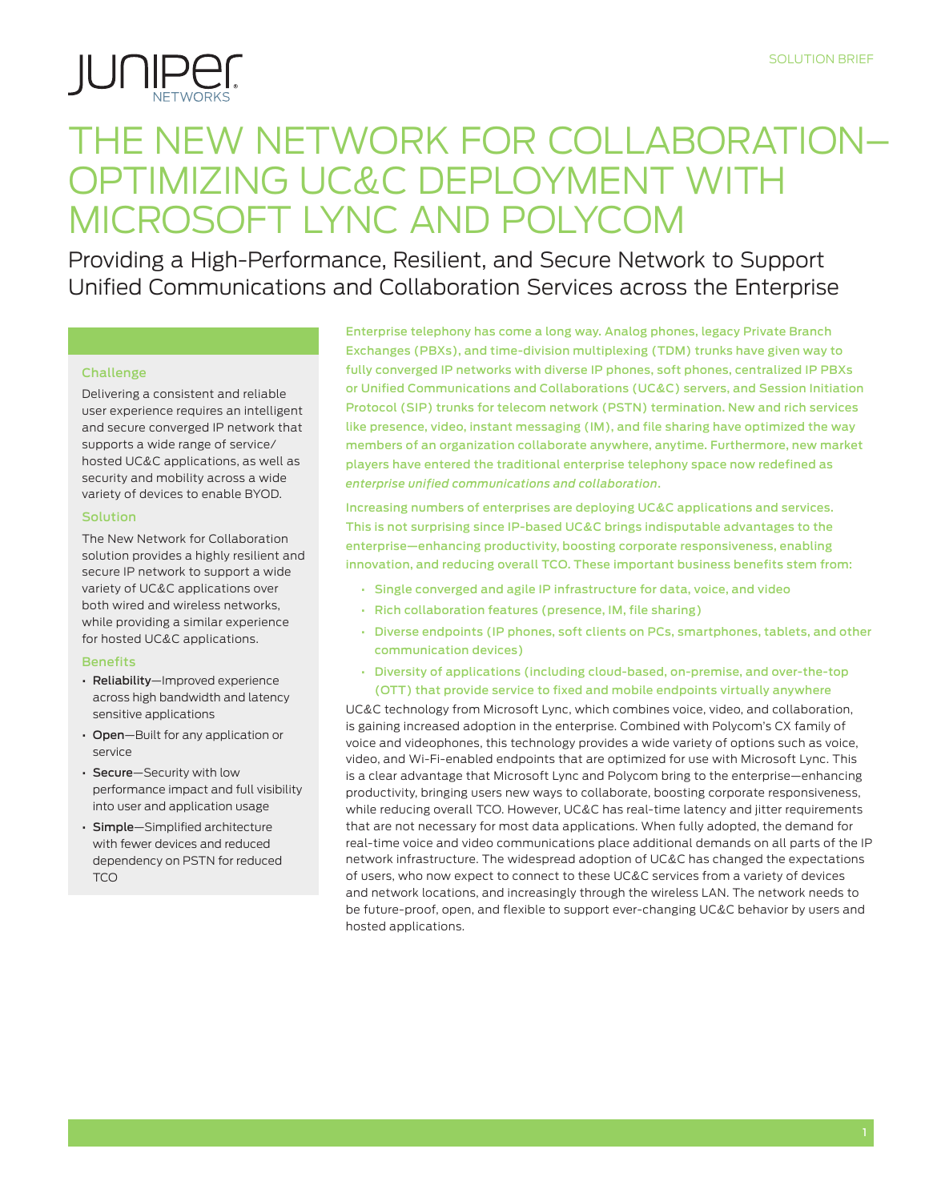SOLUTION BRIEF

# THE NEW NETWORK FOR COLLABORATION—OPTIMIZING UC&C DEPLOYMENT WITH MICROSOFT LYNC AND POLYCOM

## Providing a High-Performance, Resilient, and Secure Network to Support Unified Communications and Collaboration Services across the Enterprise

### Challenge

Delivering a consistent and reliable user experience requires an intelligent and secure converged IP network that supports a wide range of service/hosted UC&C applications, as well as security and mobility across a wide variety of devices to enable BYOD.

### Solution

The New Network for Collaboration solution provides a highly resilient and secure IP network to support a wide variety of UC&C applications over both wired and wireless networks, while providing a similar experience for hosted UC&C applications.

### Benefits

- **Reliability**—Improved experience across high bandwidth and latency sensitive applications
- **Open**—Built for any application or service
- **Secure**—Security with low performance impact and full visibility into user and application usage
- **Simple**—Simplified architecture with fewer devices and reduced dependency on PSTN for reduced TCO

Enterprise telephony has come a long way. Analog phones, legacy Private Branch Exchanges (PBXs), and time-division multiplexing (TDM) trunks have given way to fully converged IP networks with diverse IP phones, soft phones, centralized IP PBXs or Unified Communications and Collaborations (UC&C) servers, and Session Initiation Protocol (SIP) trunks for telecom network (PSTN) termination. New and rich services like presence, video, instant messaging (IM), and file sharing have optimized the way members of an organization collaborate anywhere, anytime. Furthermore, new market players have entered the traditional enterprise telephony space now redefined as *enterprise unified communications and collaboration*.

Increasing numbers of enterprises are deploying UC&C applications and services. This is not surprising since IP-based UC&C brings indisputable advantages to the enterprise—enhancing productivity, boosting corporate responsiveness, enabling innovation, and reducing overall TCO. These important business benefits stem from:

- Single converged and agile IP infrastructure for data, voice, and video
- Rich collaboration features (presence, IM, file sharing)
- Diverse endpoints (IP phones, soft clients on PCs, smartphones, tablets, and other communication devices)
- Diversity of applications (including cloud-based, on-premise, and over-the-top (OTT) that provide service to fixed and mobile endpoints virtually anywhere

UC&C technology from Microsoft Lync, which combines voice, video, and collaboration, is gaining increased adoption in the enterprise. Combined with Polycom's CX family of voice and videophones, this technology provides a wide variety of options such as voice, video, and Wi-Fi-enabled endpoints that are optimized for use with Microsoft Lync. This is a clear advantage that Microsoft Lync and Polycom bring to the enterprise—enhancing productivity, bringing users new ways to collaborate, boosting corporate responsiveness, while reducing overall TCO. However, UC&C has real-time latency and jitter requirements that are not necessary for most data applications. When fully adopted, the demand for real-time voice and video communications place additional demands on all parts of the IP network infrastructure. The widespread adoption of UC&C has changed the expectations of users, who now expect to connect to these UC&C services from a variety of devices and network locations, and increasingly through the wireless LAN. The network needs to be future-proof, open, and flexible to support ever-changing UC&C behavior by users and hosted applications.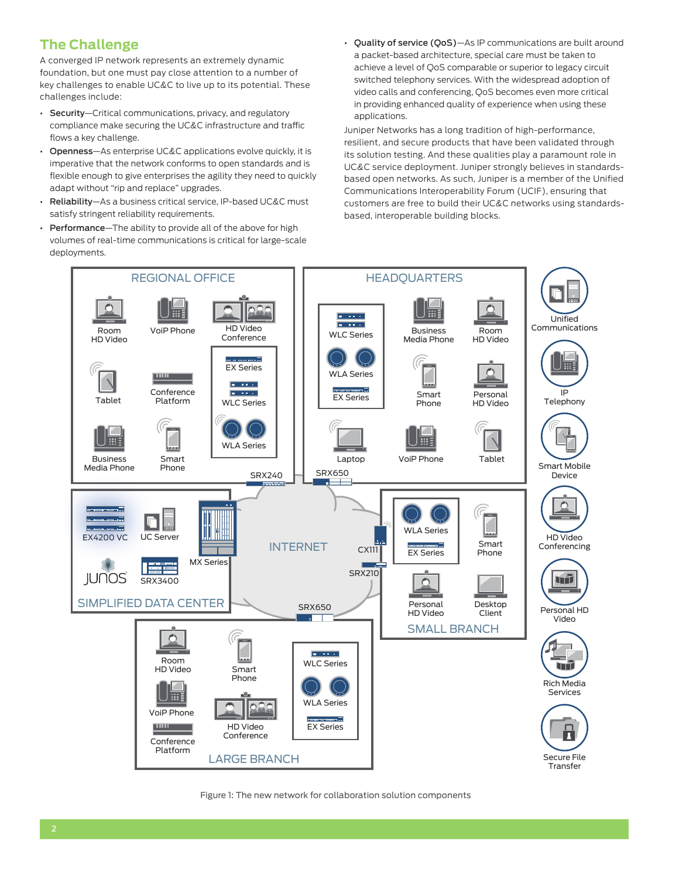## The Challenge

A converged IP network represents an extremely dynamic foundation, but one must pay close attention to a number of key challenges to enable UC&C to live up to its potential. These challenges include:

- **Security**—Critical communications, privacy, and regulatory compliance make securing the UC&C infrastructure and traffic flows a key challenge.
- **Openness**—As enterprise UC&C applications evolve quickly, it is imperative that the network conforms to open standards and is flexible enough to give enterprises the agility they need to quickly adapt without "rip and replace" upgrades.
- **Reliability**—As a business critical service, IP-based UC&C must satisfy stringent reliability requirements.
- **Performance**—The ability to provide all of the above for high volumes of real-time communications is critical for large-scale deployments.
- **Quality of service (QoS)**—As IP communications are built around a packet-based architecture, special care must be taken to achieve a level of QoS comparable or superior to legacy circuit switched telephony services. With the widespread adoption of video calls and conferencing, QoS becomes even more critical in providing enhanced quality of experience when using these applications.

Juniper Networks has a long tradition of high-performance, resilient, and secure products that have been validated through its solution testing. And these qualities play a paramount role in UC&C service deployment. Juniper strongly believes in standards-based open networks. As such, Juniper is a member of the Unified Communications Interoperability Forum (UCIF), ensuring that customers are free to build their UC&C networks using standards-based, interoperable building blocks.

Figure 1: The new network for collaboration solution components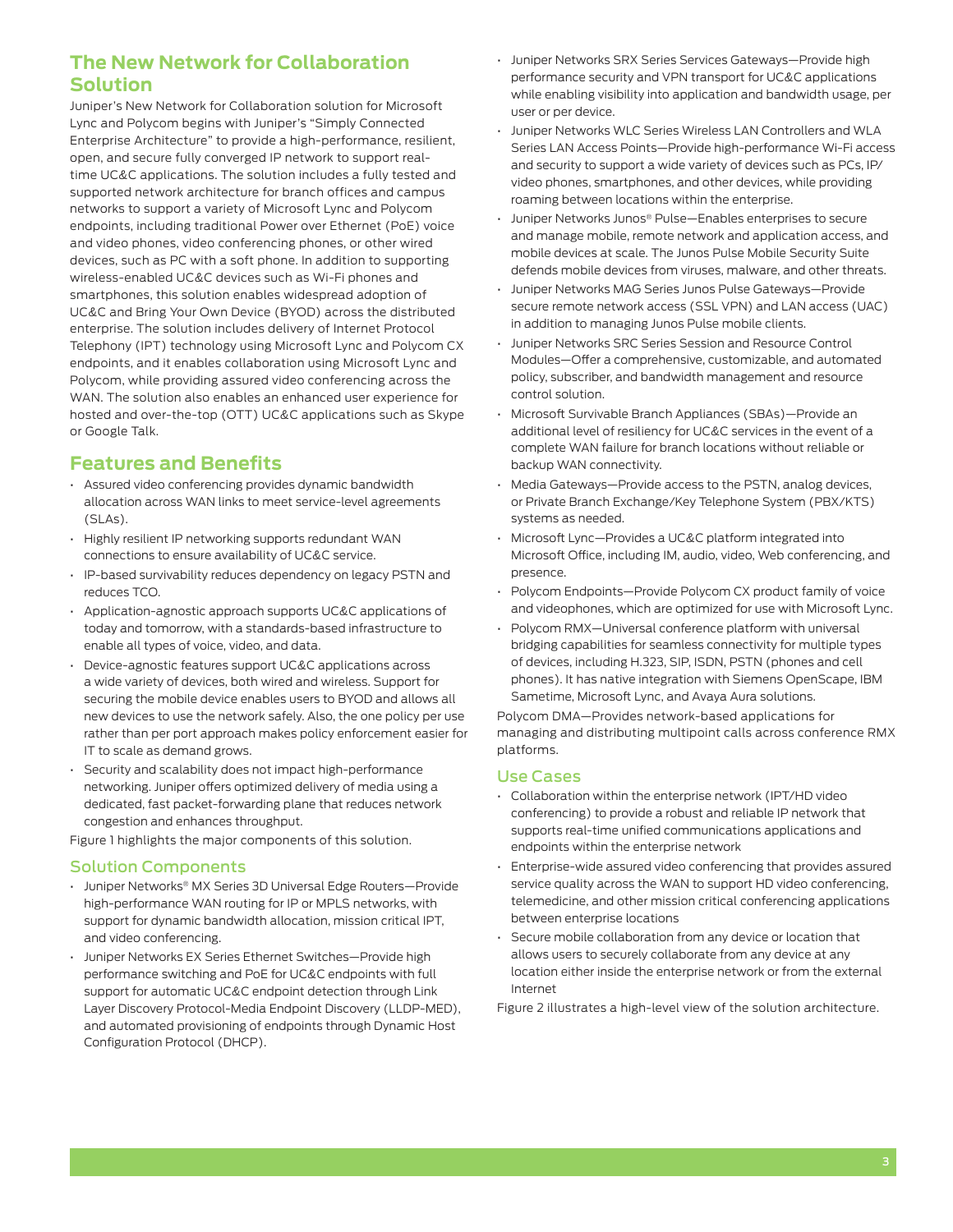## The New Network for Collaboration Solution

Juniper's New Network for Collaboration solution for Microsoft Lync and Polycom begins with Juniper's "Simply Connected Enterprise Architecture" to provide a high-performance, resilient, open, and secure fully converged IP network to support real-time UC&C applications. The solution includes a fully tested and supported network architecture for branch offices and campus networks to support a variety of Microsoft Lync and Polycom endpoints, including traditional Power over Ethernet (PoE) voice and video phones, video conferencing phones, or other wired devices, such as PC with a soft phone. In addition to supporting wireless-enabled UC&C devices such as Wi-Fi phones and smartphones, this solution enables widespread adoption of UC&C and Bring Your Own Device (BYOD) across the distributed enterprise. The solution includes delivery of Internet Protocol Telephony (IPT) technology using Microsoft Lync and Polycom CX endpoints, and it enables collaboration using Microsoft Lync and Polycom, while providing assured video conferencing across the WAN. The solution also enables an enhanced user experience for hosted and over-the-top (OTT) UC&C applications such as Skype or Google Talk.

## Features and Benefits

- Assured video conferencing provides dynamic bandwidth allocation across WAN links to meet service-level agreements (SLAs).
- Highly resilient IP networking supports redundant WAN connections to ensure availability of UC&C service.
- IP-based survivability reduces dependency on legacy PSTN and reduces TCO.
- Application-agnostic approach supports UC&C applications of today and tomorrow, with a standards-based infrastructure to enable all types of voice, video, and data.
- Device-agnostic features support UC&C applications across a wide variety of devices, both wired and wireless. Support for securing the mobile device enables users to BYOD and allows all new devices to use the network safely. Also, the one policy per use rather than per port approach makes policy enforcement easier for IT to scale as demand grows.
- Security and scalability does not impact high-performance networking. Juniper offers optimized delivery of media using a dedicated, fast packet-forwarding plane that reduces network congestion and enhances throughput.

Figure 1 highlights the major components of this solution.

### Solution Components

- Juniper Networks® MX Series 3D Universal Edge Routers—Provide high-performance WAN routing for IP or MPLS networks, with support for dynamic bandwidth allocation, mission critical IPT, and video conferencing.
- Juniper Networks EX Series Ethernet Switches—Provide high performance switching and PoE for UC&C endpoints with full support for automatic UC&C endpoint detection through Link Layer Discovery Protocol-Media Endpoint Discovery (LLDP-MED), and automated provisioning of endpoints through Dynamic Host Configuration Protocol (DHCP).
- Juniper Networks SRX Series Services Gateways—Provide high performance security and VPN transport for UC&C applications while enabling visibility into application and bandwidth usage, per user or per device.
- Juniper Networks WLC Series Wireless LAN Controllers and WLA Series LAN Access Points—Provide high-performance Wi-Fi access and security to support a wide variety of devices such as PCs, IP/video phones, smartphones, and other devices, while providing roaming between locations within the enterprise.
- Juniper Networks Junos® Pulse—Enables enterprises to secure and manage mobile, remote network and application access, and mobile devices at scale. The Junos Pulse Mobile Security Suite defends mobile devices from viruses, malware, and other threats.
- Juniper Networks MAG Series Junos Pulse Gateways—Provide secure remote network access (SSL VPN) and LAN access (UAC) in addition to managing Junos Pulse mobile clients.
- Juniper Networks SRC Series Session and Resource Control Modules—Offer a comprehensive, customizable, and automated policy, subscriber, and bandwidth management and resource control solution.
- Microsoft Survivable Branch Appliances (SBAs)—Provide an additional level of resiliency for UC&C services in the event of a complete WAN failure for branch locations without reliable or backup WAN connectivity.
- Media Gateways—Provide access to the PSTN, analog devices, or Private Branch Exchange/Key Telephone System (PBX/KTS) systems as needed.
- Microsoft Lync—Provides a UC&C platform integrated into Microsoft Office, including IM, audio, video, Web conferencing, and presence.
- Polycom Endpoints—Provide Polycom CX product family of voice and videophones, which are optimized for use with Microsoft Lync.
- Polycom RMX—Universal conference platform with universal bridging capabilities for seamless connectivity for multiple types of devices, including H.323, SIP, ISDN, PSTN (phones and cell phones). It has native integration with Siemens OpenScape, IBM Sametime, Microsoft Lync, and Avaya Aura solutions.

Polycom DMA—Provides network-based applications for managing and distributing multipoint calls across conference RMX platforms.

### Use Cases

- Collaboration within the enterprise network (IPT/HD video conferencing) to provide a robust and reliable IP network that supports real-time unified communications applications and endpoints within the enterprise network
- Enterprise-wide assured video conferencing that provides assured service quality across the WAN to support HD video conferencing, telemedicine, and other mission critical conferencing applications between enterprise locations
- Secure mobile collaboration from any device or location that allows users to securely collaborate from any device at any location either inside the enterprise network or from the external Internet

Figure 2 illustrates a high-level view of the solution architecture.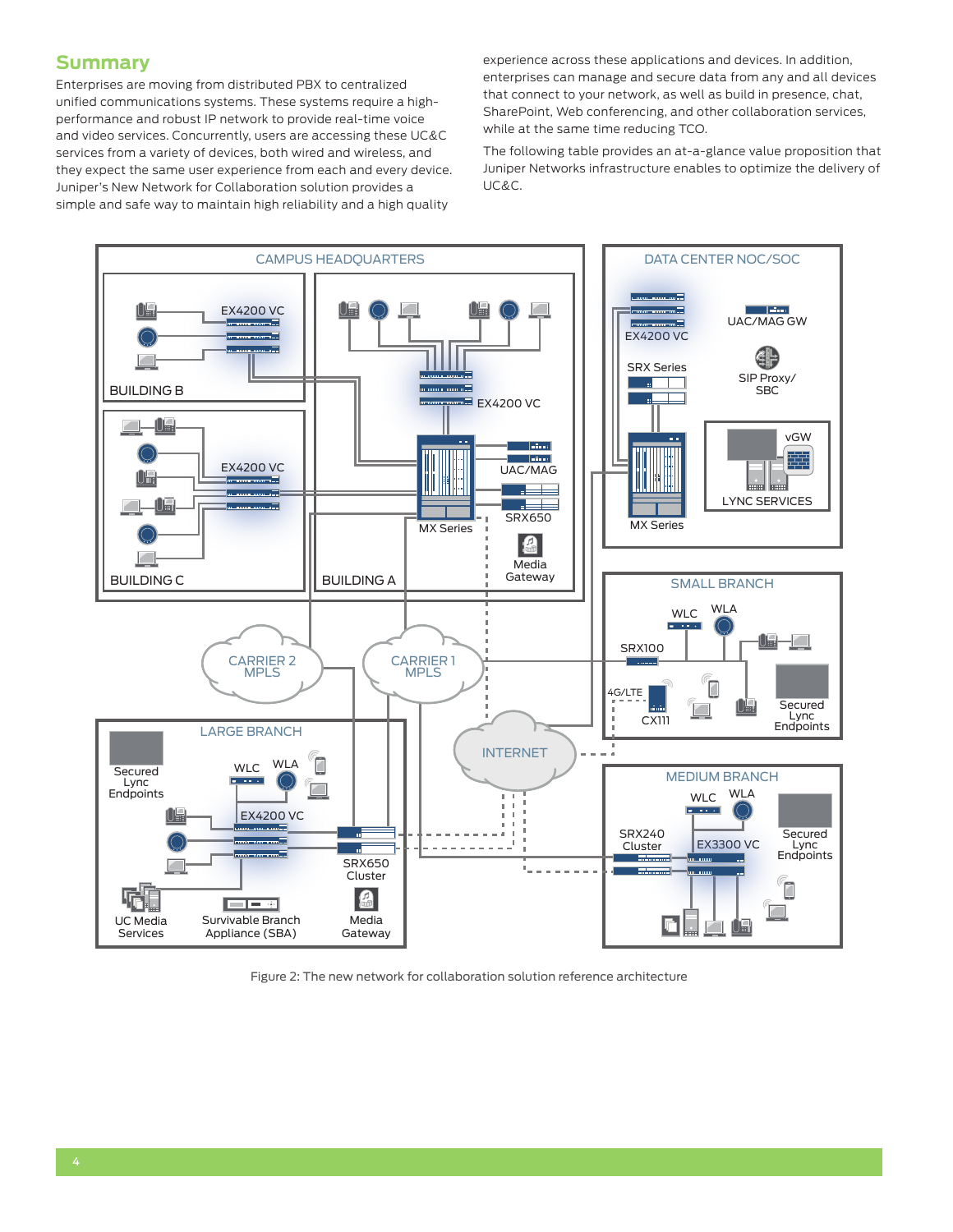## Summary

Enterprises are moving from distributed PBX to centralized unified communications systems. These systems require a high-performance and robust IP network to provide real-time voice and video services. Concurrently, users are accessing these UC&C services from a variety of devices, both wired and wireless, and they expect the same user experience from each and every device. Juniper's New Network for Collaboration solution provides a simple and safe way to maintain high reliability and a high quality experience across these applications and devices. In addition, enterprises can manage and secure data from any and all devices that connect to your network, as well as build in presence, chat, SharePoint, Web conferencing, and other collaboration services, while at the same time reducing TCO.

The following table provides an at-a-glance value proposition that Juniper Networks infrastructure enables to optimize the delivery of UC&C.

Figure 2: The new network for collaboration solution reference architecture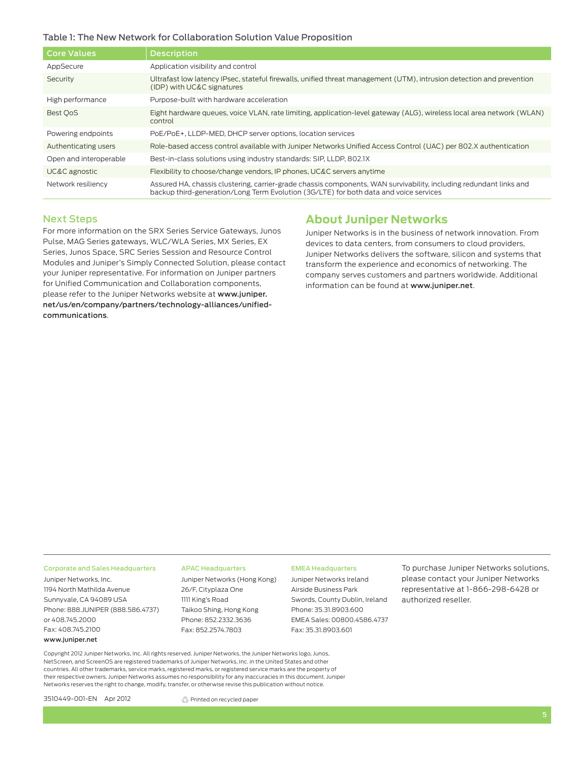Table 1: The New Network for Collaboration Solution Value Proposition

| Core Values | Description |
| --- | --- |
| AppSecure | Application visibility and control |
| Security | Ultrafast low latency IPsec, stateful firewalls, unified threat management (UTM), intrusion detection and prevention (IDP) with UC&C signatures |
| High performance | Purpose-built with hardware acceleration |
| Best QoS | Eight hardware queues, voice VLAN, rate limiting, application-level gateway (ALG), wireless local area network (WLAN) control |
| Powering endpoints | PoE/PoE+, LLDP-MED, DHCP server options, location services |
| Authenticating users | Role-based access control available with Juniper Networks Unified Access Control (UAC) per 802.X authentication |
| Open and interoperable | Best-in-class solutions using industry standards: SIP, LLDP, 802.1X |
| UC&C agnostic | Flexibility to choose/change vendors, IP phones, UC&C servers anytime |
| Network resiliency | Assured HA, chassis clustering, carrier-grade chassis components, WAN survivability, including redundant links and backup third-generation/Long Term Evolution (3G/LTE) for both data and voice services |

## Next Steps

For more information on the SRX Series Service Gateways, Junos Pulse, MAG Series gateways, WLC/WLA Series, MX Series, EX Series, Junos Space, SRC Series Session and Resource Control Modules and Juniper's Simply Connected Solution, please contact your Juniper representative. For information on Juniper partners for Unified Communication and Collaboration components, please refer to the Juniper Networks website at **www.juniper.net/us/en/company/partners/technology-alliances/unified-communications**.

## About Juniper Networks

Juniper Networks is in the business of network innovation. From devices to data centers, from consumers to cloud providers, Juniper Networks delivers the software, silicon and systems that transform the experience and economics of networking. The company serves customers and partners worldwide. Additional information can be found at **www.juniper.net**.

**Corporate and Sales Headquarters**
Juniper Networks, Inc.
1194 North Mathilda Avenue
Sunnyvale, CA 94089 USA
Phone: 888.JUNIPER (888.586.4737)
or 408.745.2000
Fax: 408.745.2100
**www.juniper.net**

**APAC Headquarters**
Juniper Networks (Hong Kong)
26/F, Cityplaza One
1111 King's Road
Taikoo Shing, Hong Kong
Phone: 852.2332.3636
Fax: 852.2574.7803

**EMEA Headquarters**
Juniper Networks Ireland
Airside Business Park
Swords, County Dublin, Ireland
Phone: 35.31.8903.600
EMEA Sales: 00800.4586.4737
Fax: 35.31.8903.601

To purchase Juniper Networks solutions, please contact your Juniper Networks representative at 1-866-298-6428 or authorized reseller.

Copyright 2012 Juniper Networks, Inc. All rights reserved. Juniper Networks, the Juniper Networks logo, Junos, NetScreen, and ScreenOS are registered trademarks of Juniper Networks, Inc. in the United States and other countries. All other trademarks, service marks, registered marks, or registered service marks are the property of their respective owners. Juniper Networks assumes no responsibility for any inaccuracies in this document. Juniper Networks reserves the right to change, modify, transfer, or otherwise revise this publication without notice.

3510449-001-EN Apr 2012

Printed on recycled paper